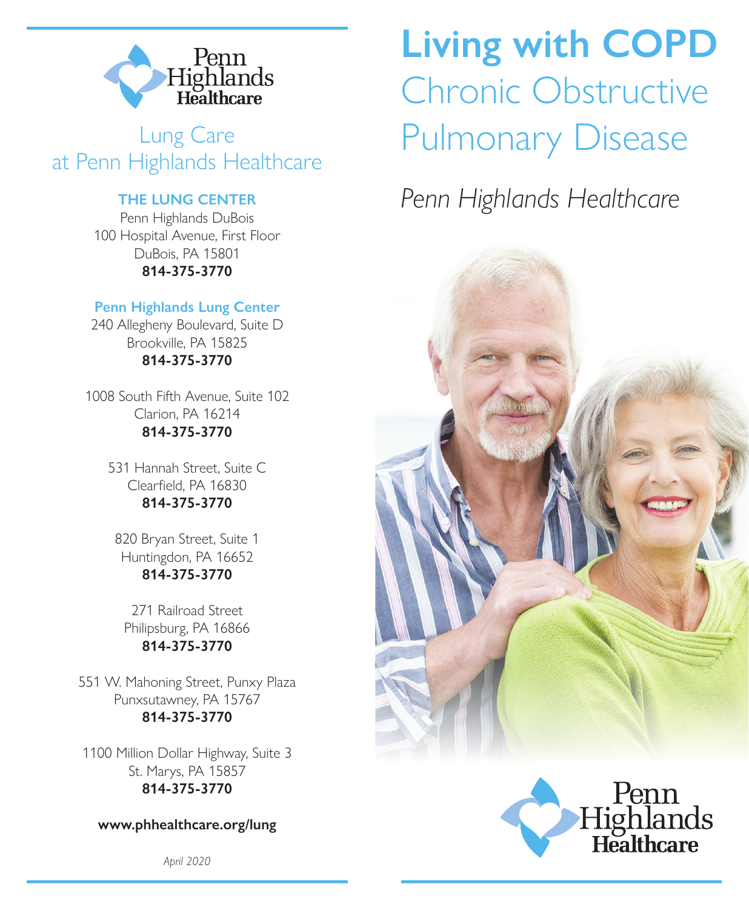Penn Highlands Healthcare

## Lung Care at Penn Highlands Healthcare

**THE LUNG CENTER**
Penn Highlands DuBois
100 Hospital Avenue, First Floor
DuBois, PA 15801
**814-375-3770**

**Penn Highlands Lung Center**
240 Allegheny Boulevard, Suite D
Brookville, PA 15825
**814-375-3770**

1008 South Fifth Avenue, Suite 102
Clarion, PA 16214
**814-375-3770**

531 Hannah Street, Suite C
Clearfield, PA 16830
**814-375-3770**

820 Bryan Street, Suite 1
Huntingdon, PA 16652
**814-375-3770**

271 Railroad Street
Philipsburg, PA 16866
**814-375-3770**

551 W. Mahoning Street, Punxy Plaza
Punxsutawney, PA 15767
**814-375-3770**

1100 Million Dollar Highway, Suite 3
St. Marys, PA 15857
**814-375-3770**

**www.phhealthcare.org/lung**

*April 2020*

# Living with COPD
# Chronic Obstructive Pulmonary Disease

*Penn Highlands Healthcare*

Penn Highlands Healthcare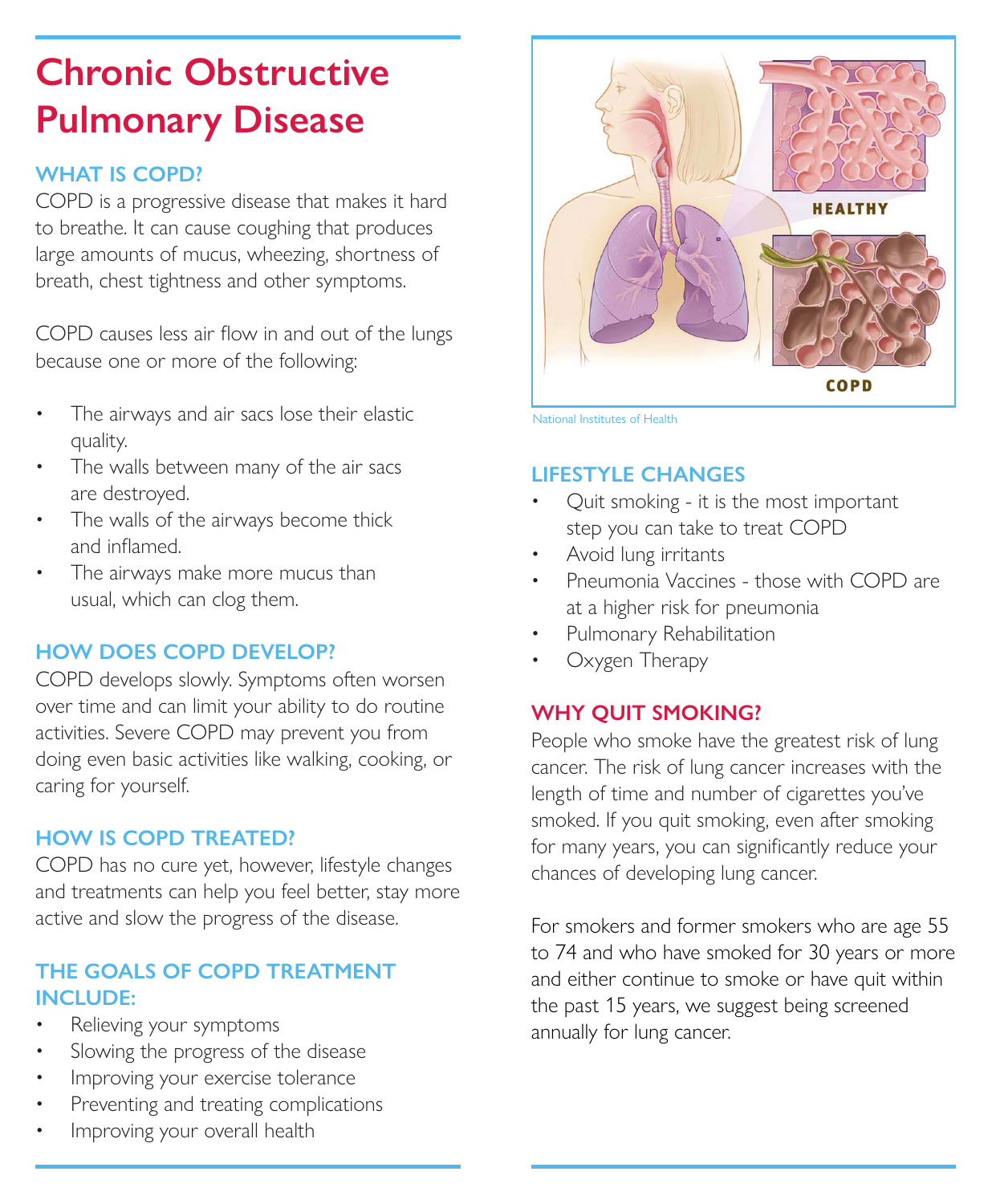# Chronic Obstructive Pulmonary Disease

## WHAT IS COPD?

COPD is a progressive disease that makes it hard to breathe. It can cause coughing that produces large amounts of mucus, wheezing, shortness of breath, chest tightness and other symptoms.

COPD causes less air flow in and out of the lungs because one or more of the following:

- The airways and air sacs lose their elastic quality.
- The walls between many of the air sacs are destroyed.
- The walls of the airways become thick and inflamed.
- The airways make more mucus than usual, which can clog them.

## HOW DOES COPD DEVELOP?

COPD develops slowly. Symptoms often worsen over time and can limit your ability to do routine activities. Severe COPD may prevent you from doing even basic activities like walking, cooking, or caring for yourself.

## HOW IS COPD TREATED?

COPD has no cure yet, however, lifestyle changes and treatments can help you feel better, stay more active and slow the progress of the disease.

## THE GOALS OF COPD TREATMENT INCLUDE:

- Relieving your symptoms
- Slowing the progress of the disease
- Improving your exercise tolerance
- Preventing and treating complications
- Improving your overall health

HEALTHY

COPD

National Institutes of Health

## LIFESTYLE CHANGES

- Quit smoking - it is the most important step you can take to treat COPD
- Avoid lung irritants
- Pneumonia Vaccines - those with COPD are at a higher risk for pneumonia
- Pulmonary Rehabilitation
- Oxygen Therapy

## WHY QUIT SMOKING?

People who smoke have the greatest risk of lung cancer. The risk of lung cancer increases with the length of time and number of cigarettes you've smoked. If you quit smoking, even after smoking for many years, you can significantly reduce your chances of developing lung cancer.

For smokers and former smokers who are age 55 to 74 and who have smoked for 30 years or more and either continue to smoke or have quit within the past 15 years, we suggest being screened annually for lung cancer.